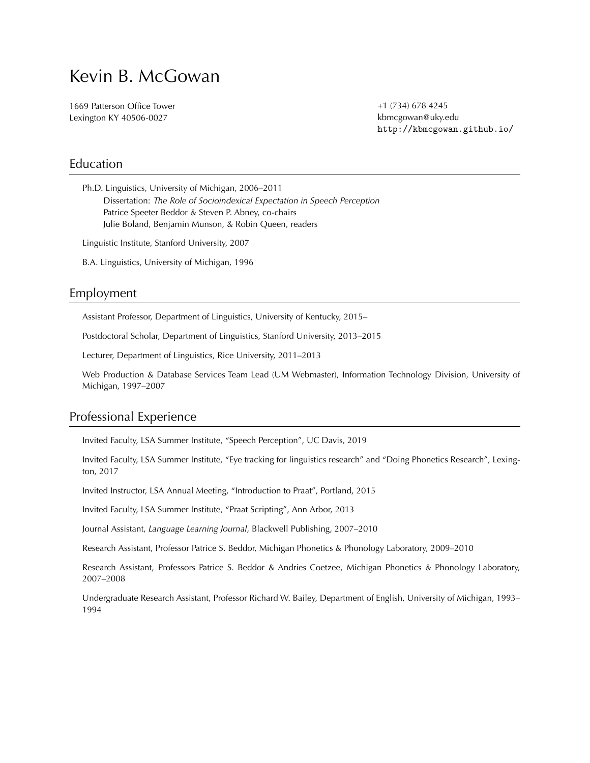# Kevin B. McGowan

1669 Patterson Office Tower
Lexington KY 40506-0027

+1 (734) 678 4245
kbmcgowan@uky.edu
http://kbmcgowan.github.io/

## Education

Ph.D. Linguistics, University of Michigan, 2006–2011
Dissertation: *The Role of Socioindexical Expectation in Speech Perception*
Patrice Speeter Beddor & Steven P. Abney, co-chairs
Julie Boland, Benjamin Munson, & Robin Queen, readers

Linguistic Institute, Stanford University, 2007

B.A. Linguistics, University of Michigan, 1996

## Employment

Assistant Professor, Department of Linguistics, University of Kentucky, 2015–

Postdoctoral Scholar, Department of Linguistics, Stanford University, 2013–2015

Lecturer, Department of Linguistics, Rice University, 2011–2013

Web Production & Database Services Team Lead (UM Webmaster), Information Technology Division, University of Michigan, 1997–2007

## Professional Experience

Invited Faculty, LSA Summer Institute, "Speech Perception", UC Davis, 2019

Invited Faculty, LSA Summer Institute, "Eye tracking for linguistics research" and "Doing Phonetics Research", Lexington, 2017

Invited Instructor, LSA Annual Meeting, "Introduction to Praat", Portland, 2015

Invited Faculty, LSA Summer Institute, "Praat Scripting", Ann Arbor, 2013

Journal Assistant, *Language Learning Journal*, Blackwell Publishing, 2007–2010

Research Assistant, Professor Patrice S. Beddor, Michigan Phonetics & Phonology Laboratory, 2009–2010

Research Assistant, Professors Patrice S. Beddor & Andries Coetzee, Michigan Phonetics & Phonology Laboratory, 2007–2008

Undergraduate Research Assistant, Professor Richard W. Bailey, Department of English, University of Michigan, 1993–1994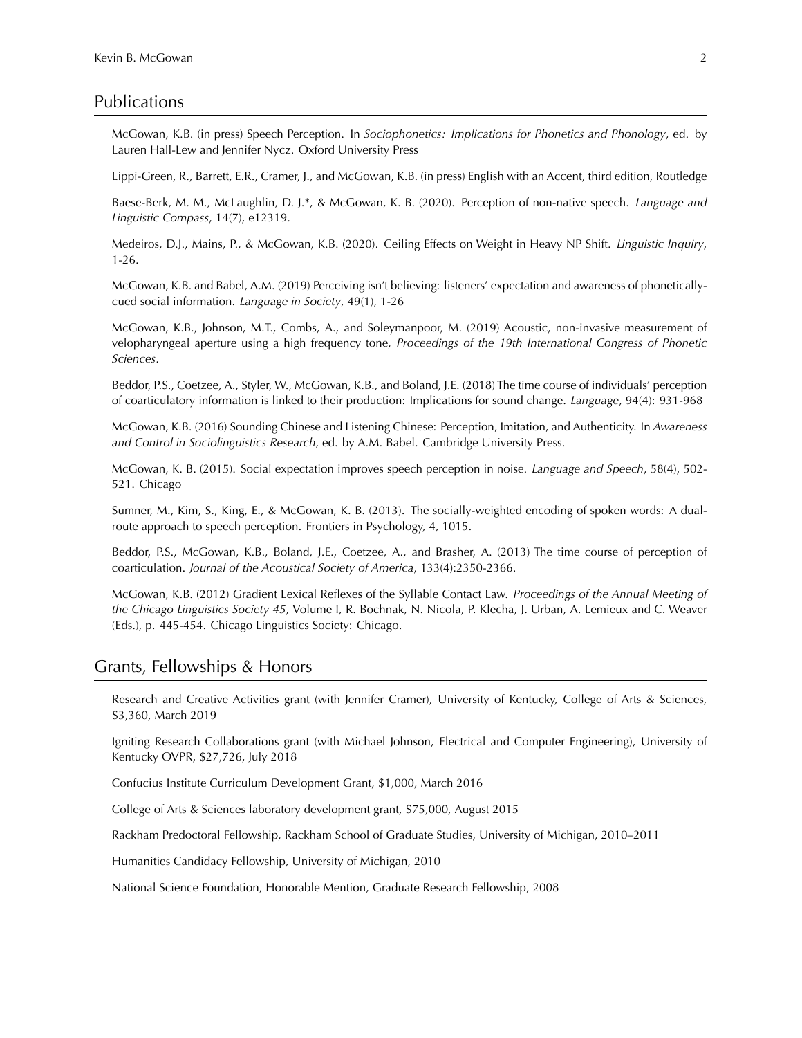## Publications

McGowan, K.B. (in press) Speech Perception. In *Sociophonetics: Implications for Phonetics and Phonology*, ed. by Lauren Hall-Lew and Jennifer Nycz. Oxford University Press

Lippi-Green, R., Barrett, E.R., Cramer, J., and McGowan, K.B. (in press) English with an Accent, third edition, Routledge

Baese-Berk, M. M., McLaughlin, D. J.*, & McGowan, K. B. (2020). Perception of non-native speech. *Language and Linguistic Compass*, 14(7), e12319.

Medeiros, D.J., Mains, P., & McGowan, K.B. (2020). Ceiling Effects on Weight in Heavy NP Shift. *Linguistic Inquiry*, 1-26.

McGowan, K.B. and Babel, A.M. (2019) Perceiving isn't believing: listeners' expectation and awareness of phonetically-cued social information. *Language in Society*, 49(1), 1-26

McGowan, K.B., Johnson, M.T., Combs, A., and Soleymanpoor, M. (2019) Acoustic, non-invasive measurement of velopharyngeal aperture using a high frequency tone, *Proceedings of the 19th International Congress of Phonetic Sciences*.

Beddor, P.S., Coetzee, A., Styler, W., McGowan, K.B., and Boland, J.E. (2018) The time course of individuals' perception of coarticulatory information is linked to their production: Implications for sound change. *Language*, 94(4): 931-968

McGowan, K.B. (2016) Sounding Chinese and Listening Chinese: Perception, Imitation, and Authenticity. In *Awareness and Control in Sociolinguistics Research*, ed. by A.M. Babel. Cambridge University Press.

McGowan, K. B. (2015). Social expectation improves speech perception in noise. *Language and Speech*, 58(4), 502-521. Chicago

Sumner, M., Kim, S., King, E., & McGowan, K. B. (2013). The socially-weighted encoding of spoken words: A dual-route approach to speech perception. Frontiers in Psychology, 4, 1015.

Beddor, P.S., McGowan, K.B., Boland, J.E., Coetzee, A., and Brasher, A. (2013) The time course of perception of coarticulation. *Journal of the Acoustical Society of America*, 133(4):2350-2366.

McGowan, K.B. (2012) Gradient Lexical Reflexes of the Syllable Contact Law. *Proceedings of the Annual Meeting of the Chicago Linguistics Society 45*, Volume I, R. Bochnak, N. Nicola, P. Klecha, J. Urban, A. Lemieux and C. Weaver (Eds.), p. 445-454. Chicago Linguistics Society: Chicago.

## Grants, Fellowships & Honors

Research and Creative Activities grant (with Jennifer Cramer), University of Kentucky, College of Arts & Sciences, $3,360, March 2019

Igniting Research Collaborations grant (with Michael Johnson, Electrical and Computer Engineering), University of Kentucky OVPR, $27,726, July 2018

Confucius Institute Curriculum Development Grant, $1,000, March 2016

College of Arts & Sciences laboratory development grant, $75,000, August 2015

Rackham Predoctoral Fellowship, Rackham School of Graduate Studies, University of Michigan, 2010–2011

Humanities Candidacy Fellowship, University of Michigan, 2010

National Science Foundation, Honorable Mention, Graduate Research Fellowship, 2008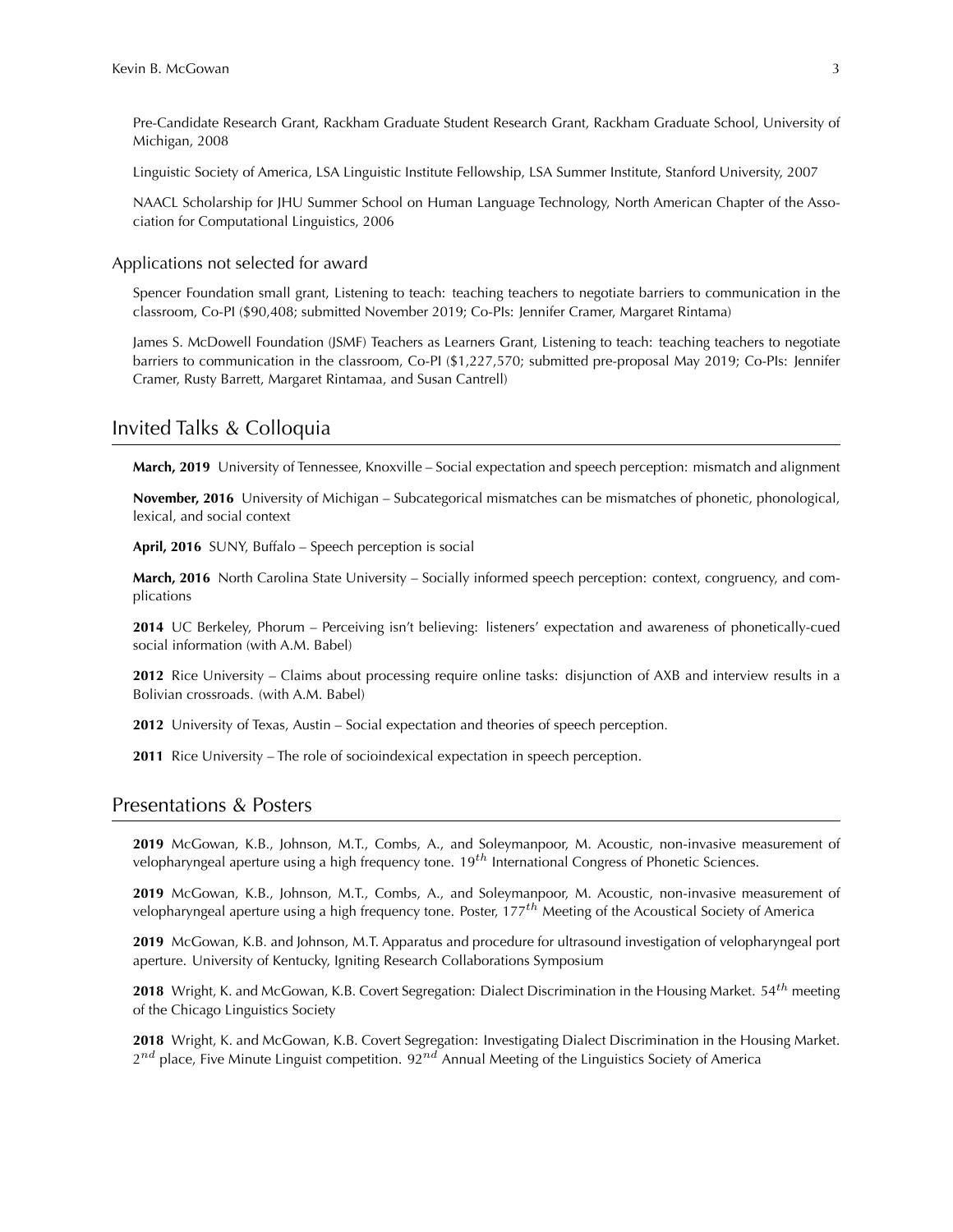Pre-Candidate Research Grant, Rackham Graduate Student Research Grant, Rackham Graduate School, University of Michigan, 2008

Linguistic Society of America, LSA Linguistic Institute Fellowship, LSA Summer Institute, Stanford University, 2007

NAACL Scholarship for JHU Summer School on Human Language Technology, North American Chapter of the Association for Computational Linguistics, 2006

### Applications not selected for award

Spencer Foundation small grant, Listening to teach: teaching teachers to negotiate barriers to communication in the classroom, Co-PI ($90,408; submitted November 2019; Co-PIs: Jennifer Cramer, Margaret Rintama)

James S. McDowell Foundation (JSMF) Teachers as Learners Grant, Listening to teach: teaching teachers to negotiate barriers to communication in the classroom, Co-PI ($1,227,570; submitted pre-proposal May 2019; Co-PIs: Jennifer Cramer, Rusty Barrett, Margaret Rintamaa, and Susan Cantrell)

## Invited Talks & Colloquia

**March, 2019** University of Tennessee, Knoxville – Social expectation and speech perception: mismatch and alignment

**November, 2016** University of Michigan – Subcategorical mismatches can be mismatches of phonetic, phonological, lexical, and social context

**April, 2016** SUNY, Buffalo – Speech perception is social

**March, 2016** North Carolina State University – Socially informed speech perception: context, congruency, and complications

**2014** UC Berkeley, Phorum – Perceiving isn't believing: listeners' expectation and awareness of phonetically-cued social information (with A.M. Babel)

**2012** Rice University – Claims about processing require online tasks: disjunction of AXB and interview results in a Bolivian crossroads. (with A.M. Babel)

**2012** University of Texas, Austin – Social expectation and theories of speech perception.

**2011** Rice University – The role of socioindexical expectation in speech perception.

## Presentations & Posters

**2019** McGowan, K.B., Johnson, M.T., Combs, A., and Soleymanpoor, M. Acoustic, non-invasive measurement of velopharyngeal aperture using a high frequency tone. $19^{th}$ International Congress of Phonetic Sciences.

**2019** McGowan, K.B., Johnson, M.T., Combs, A., and Soleymanpoor, M. Acoustic, non-invasive measurement of velopharyngeal aperture using a high frequency tone. Poster, $177^{th}$ Meeting of the Acoustical Society of America

**2019** McGowan, K.B. and Johnson, M.T. Apparatus and procedure for ultrasound investigation of velopharyngeal port aperture. University of Kentucky, Igniting Research Collaborations Symposium

**2018** Wright, K. and McGowan, K.B. Covert Segregation: Dialect Discrimination in the Housing Market. $54^{th}$ meeting of the Chicago Linguistics Society

**2018** Wright, K. and McGowan, K.B. Covert Segregation: Investigating Dialect Discrimination in the Housing Market. $2^{nd}$ place, Five Minute Linguist competition. $92^{nd}$ Annual Meeting of the Linguistics Society of America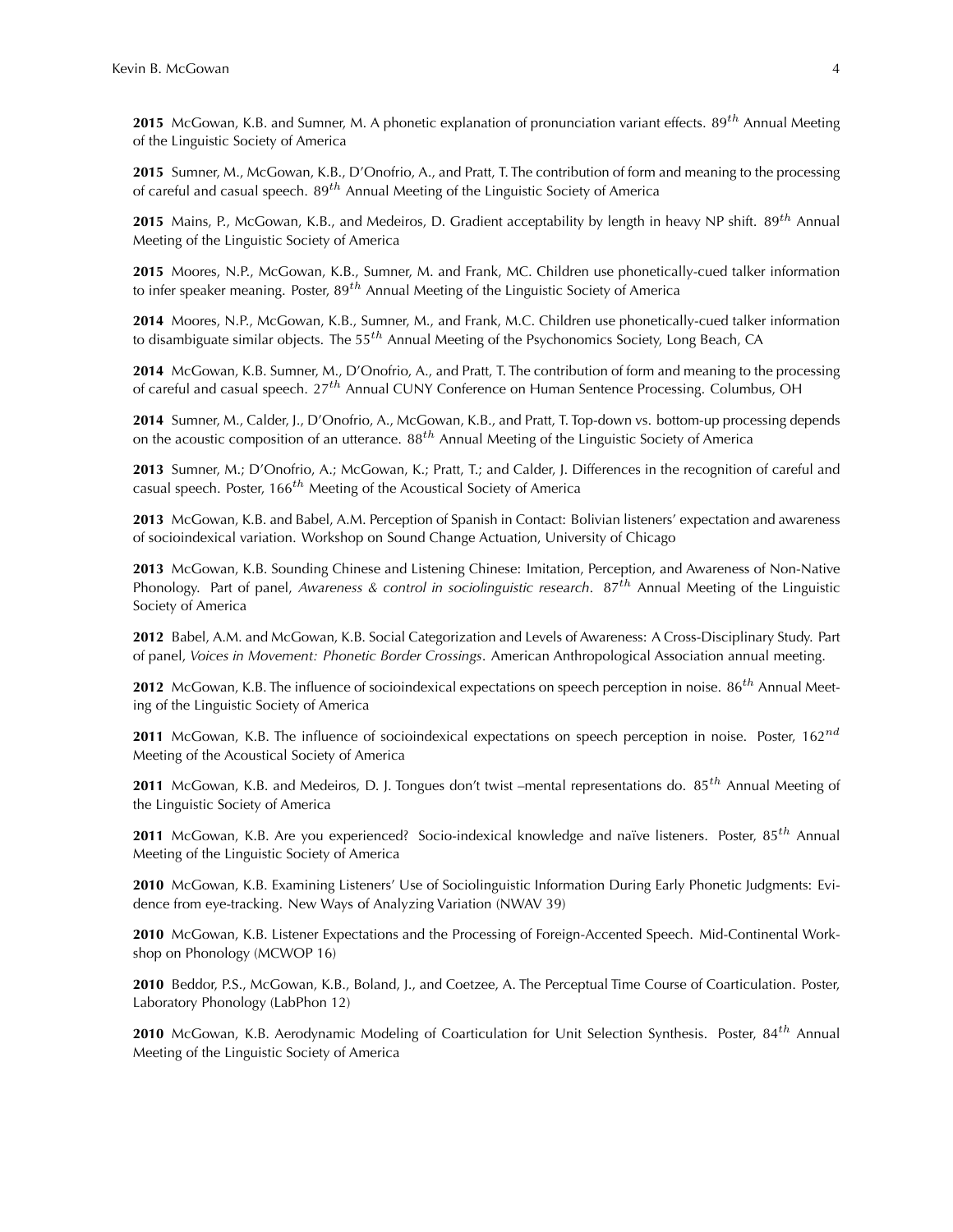**2015** McGowan, K.B. and Sumner, M. A phonetic explanation of pronunciation variant effects. $89^{th}$ Annual Meeting of the Linguistic Society of America

**2015** Sumner, M., McGowan, K.B., D'Onofrio, A., and Pratt, T. The contribution of form and meaning to the processing of careful and casual speech. $89^{th}$ Annual Meeting of the Linguistic Society of America

**2015** Mains, P., McGowan, K.B., and Medeiros, D. Gradient acceptability by length in heavy NP shift. $89^{th}$ Annual Meeting of the Linguistic Society of America

**2015** Moores, N.P., McGowan, K.B., Sumner, M. and Frank, MC. Children use phonetically-cued talker information to infer speaker meaning. Poster, $89^{th}$ Annual Meeting of the Linguistic Society of America

**2014** Moores, N.P., McGowan, K.B., Sumner, M., and Frank, M.C. Children use phonetically-cued talker information to disambiguate similar objects. The $55^{th}$ Annual Meeting of the Psychonomics Society, Long Beach, CA

**2014** McGowan, K.B. Sumner, M., D'Onofrio, A., and Pratt, T. The contribution of form and meaning to the processing of careful and casual speech. $27^{th}$ Annual CUNY Conference on Human Sentence Processing. Columbus, OH

**2014** Sumner, M., Calder, J., D'Onofrio, A., McGowan, K.B., and Pratt, T. Top-down vs. bottom-up processing depends on the acoustic composition of an utterance. $88^{th}$ Annual Meeting of the Linguistic Society of America

**2013** Sumner, M.; D'Onofrio, A.; McGowan, K.; Pratt, T.; and Calder, J. Differences in the recognition of careful and casual speech. Poster, $166^{th}$ Meeting of the Acoustical Society of America

**2013** McGowan, K.B. and Babel, A.M. Perception of Spanish in Contact: Bolivian listeners' expectation and awareness of socioindexical variation. Workshop on Sound Change Actuation, University of Chicago

**2013** McGowan, K.B. Sounding Chinese and Listening Chinese: Imitation, Perception, and Awareness of Non-Native Phonology. Part of panel, *Awareness & control in sociolinguistic research*. $87^{th}$ Annual Meeting of the Linguistic Society of America

**2012** Babel, A.M. and McGowan, K.B. Social Categorization and Levels of Awareness: A Cross-Disciplinary Study. Part of panel, *Voices in Movement: Phonetic Border Crossings*. American Anthropological Association annual meeting.

**2012** McGowan, K.B. The influence of socioindexical expectations on speech perception in noise. $86^{th}$ Annual Meeting of the Linguistic Society of America

**2011** McGowan, K.B. The influence of socioindexical expectations on speech perception in noise. Poster, $162^{nd}$ Meeting of the Acoustical Society of America

**2011** McGowan, K.B. and Medeiros, D. J. Tongues don't twist –mental representations do. $85^{th}$ Annual Meeting of the Linguistic Society of America

**2011** McGowan, K.B. Are you experienced? Socio-indexical knowledge and naïve listeners. Poster, $85^{th}$ Annual Meeting of the Linguistic Society of America

**2010** McGowan, K.B. Examining Listeners' Use of Sociolinguistic Information During Early Phonetic Judgments: Evidence from eye-tracking. New Ways of Analyzing Variation (NWAV 39)

**2010** McGowan, K.B. Listener Expectations and the Processing of Foreign-Accented Speech. Mid-Continental Workshop on Phonology (MCWOP 16)

**2010** Beddor, P.S., McGowan, K.B., Boland, J., and Coetzee, A. The Perceptual Time Course of Coarticulation. Poster, Laboratory Phonology (LabPhon 12)

**2010** McGowan, K.B. Aerodynamic Modeling of Coarticulation for Unit Selection Synthesis. Poster, $84^{th}$ Annual Meeting of the Linguistic Society of America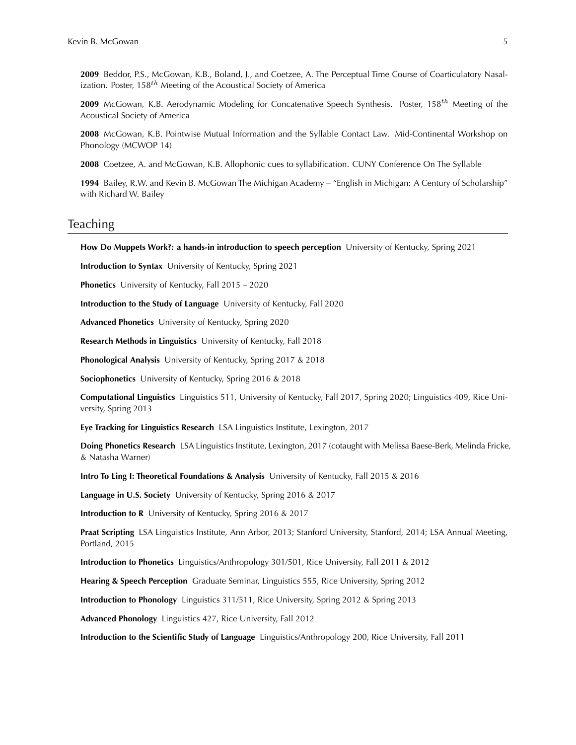**2009** Beddor, P.S., McGowan, K.B., Boland, J., and Coetzee, A. The Perceptual Time Course of Coarticulatory Nasalization. Poster, $158^{th}$ Meeting of the Acoustical Society of America

**2009** McGowan, K.B. Aerodynamic Modeling for Concatenative Speech Synthesis. Poster, $158^{th}$ Meeting of the Acoustical Society of America

**2008** McGowan, K.B. Pointwise Mutual Information and the Syllable Contact Law. Mid-Continental Workshop on Phonology (MCWOP 14)

**2008** Coetzee, A. and McGowan, K.B. Allophonic cues to syllabification. CUNY Conference On The Syllable

**1994** Bailey, R.W. and Kevin B. McGowan The Michigan Academy – "English in Michigan: A Century of Scholarship" with Richard W. Bailey

## Teaching

**How Do Muppets Work?: a hands-in introduction to speech perception** University of Kentucky, Spring 2021

**Introduction to Syntax** University of Kentucky, Spring 2021

**Phonetics** University of Kentucky, Fall 2015 – 2020

**Introduction to the Study of Language** University of Kentucky, Fall 2020

**Advanced Phonetics** University of Kentucky, Spring 2020

**Research Methods in Linguistics** University of Kentucky, Fall 2018

**Phonological Analysis** University of Kentucky, Spring 2017 & 2018

**Sociophonetics** University of Kentucky, Spring 2016 & 2018

**Computational Linguistics** Linguistics 511, University of Kentucky, Fall 2017, Spring 2020; Linguistics 409, Rice University, Spring 2013

**Eye Tracking for Linguistics Research** LSA Linguistics Institute, Lexington, 2017

**Doing Phonetics Research** LSA Linguistics Institute, Lexington, 2017 (cotaught with Melissa Baese-Berk, Melinda Fricke, & Natasha Warner)

**Intro To Ling I: Theoretical Foundations & Analysis** University of Kentucky, Fall 2015 & 2016

**Language in U.S. Society** University of Kentucky, Spring 2016 & 2017

**Introduction to R** University of Kentucky, Spring 2016 & 2017

**Praat Scripting** LSA Linguistics Institute, Ann Arbor, 2013; Stanford University, Stanford, 2014; LSA Annual Meeting, Portland, 2015

**Introduction to Phonetics** Linguistics/Anthropology 301/501, Rice University, Fall 2011 & 2012

**Hearing & Speech Perception** Graduate Seminar, Linguistics 555, Rice University, Spring 2012

**Introduction to Phonology** Linguistics 311/511, Rice University, Spring 2012 & Spring 2013

**Advanced Phonology** Linguistics 427, Rice University, Fall 2012

**Introduction to the Scientific Study of Language** Linguistics/Anthropology 200, Rice University, Fall 2011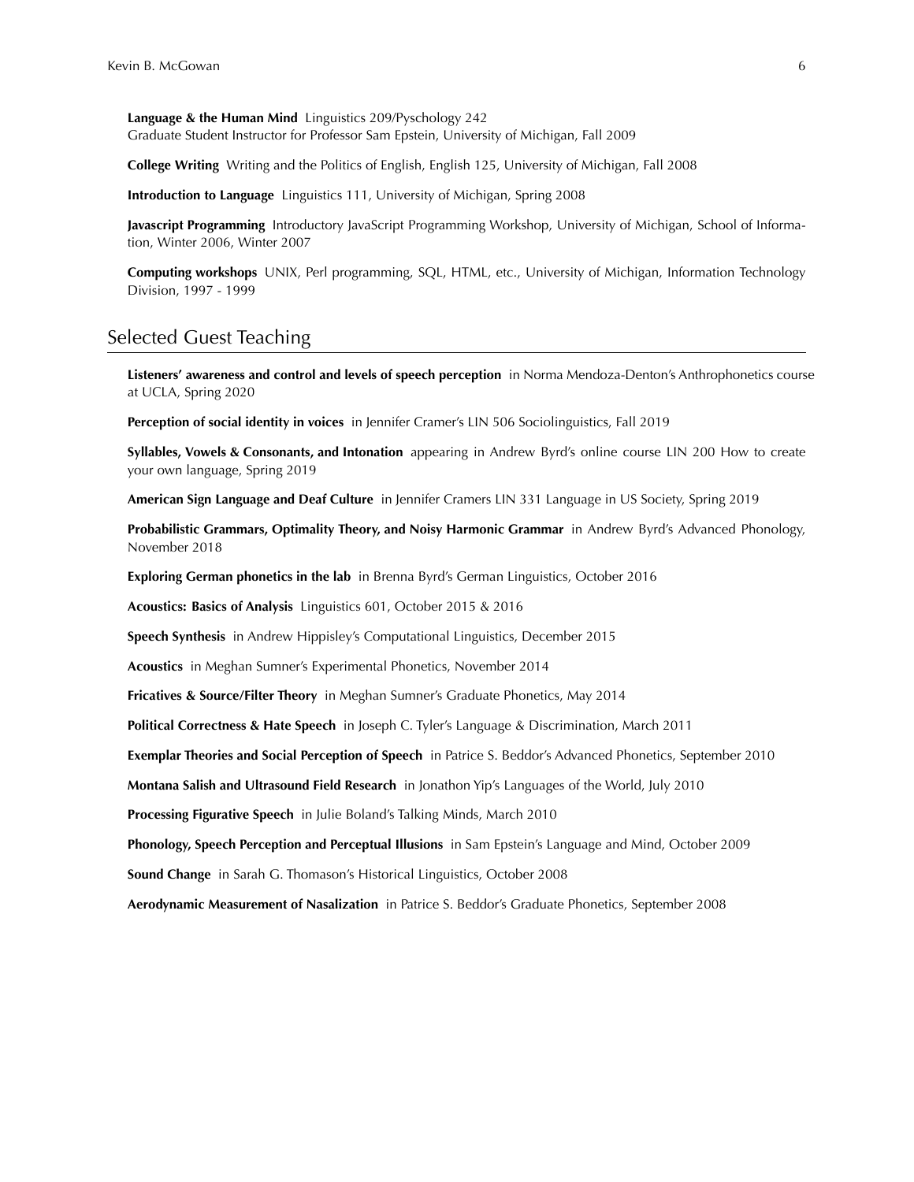**Language & the Human Mind** Linguistics 209/Pyschology 242
Graduate Student Instructor for Professor Sam Epstein, University of Michigan, Fall 2009

**College Writing** Writing and the Politics of English, English 125, University of Michigan, Fall 2008

**Introduction to Language** Linguistics 111, University of Michigan, Spring 2008

**Javascript Programming** Introductory JavaScript Programming Workshop, University of Michigan, School of Information, Winter 2006, Winter 2007

**Computing workshops** UNIX, Perl programming, SQL, HTML, etc., University of Michigan, Information Technology Division, 1997 - 1999

## Selected Guest Teaching

**Listeners' awareness and control and levels of speech perception** in Norma Mendoza-Denton's Anthrophonetics course at UCLA, Spring 2020

**Perception of social identity in voices** in Jennifer Cramer's LIN 506 Sociolinguistics, Fall 2019

**Syllables, Vowels & Consonants, and Intonation** appearing in Andrew Byrd's online course LIN 200 How to create your own language, Spring 2019

**American Sign Language and Deaf Culture** in Jennifer Cramers LIN 331 Language in US Society, Spring 2019

**Probabilistic Grammars, Optimality Theory, and Noisy Harmonic Grammar** in Andrew Byrd's Advanced Phonology, November 2018

**Exploring German phonetics in the lab** in Brenna Byrd's German Linguistics, October 2016

**Acoustics: Basics of Analysis** Linguistics 601, October 2015 & 2016

**Speech Synthesis** in Andrew Hippisley's Computational Linguistics, December 2015

**Acoustics** in Meghan Sumner's Experimental Phonetics, November 2014

**Fricatives & Source/Filter Theory** in Meghan Sumner's Graduate Phonetics, May 2014

**Political Correctness & Hate Speech** in Joseph C. Tyler's Language & Discrimination, March 2011

**Exemplar Theories and Social Perception of Speech** in Patrice S. Beddor's Advanced Phonetics, September 2010

**Montana Salish and Ultrasound Field Research** in Jonathon Yip's Languages of the World, July 2010

**Processing Figurative Speech** in Julie Boland's Talking Minds, March 2010

**Phonology, Speech Perception and Perceptual Illusions** in Sam Epstein's Language and Mind, October 2009

**Sound Change** in Sarah G. Thomason's Historical Linguistics, October 2008

**Aerodynamic Measurement of Nasalization** in Patrice S. Beddor's Graduate Phonetics, September 2008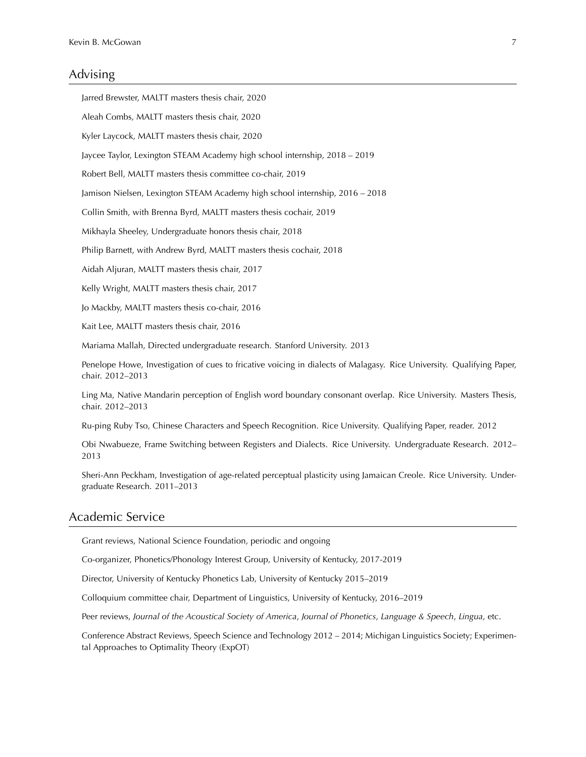## Advising

Jarred Brewster, MALTT masters thesis chair, 2020

Aleah Combs, MALTT masters thesis chair, 2020

Kyler Laycock, MALTT masters thesis chair, 2020

Jaycee Taylor, Lexington STEAM Academy high school internship, 2018 – 2019

Robert Bell, MALTT masters thesis committee co-chair, 2019

Jamison Nielsen, Lexington STEAM Academy high school internship, 2016 – 2018

Collin Smith, with Brenna Byrd, MALTT masters thesis cochair, 2019

Mikhayla Sheeley, Undergraduate honors thesis chair, 2018

Philip Barnett, with Andrew Byrd, MALTT masters thesis cochair, 2018

Aidah Aljuran, MALTT masters thesis chair, 2017

Kelly Wright, MALTT masters thesis chair, 2017

Jo Mackby, MALTT masters thesis co-chair, 2016

Kait Lee, MALTT masters thesis chair, 2016

Mariama Mallah, Directed undergraduate research. Stanford University. 2013

Penelope Howe, Investigation of cues to fricative voicing in dialects of Malagasy. Rice University. Qualifying Paper, chair. 2012–2013

Ling Ma, Native Mandarin perception of English word boundary consonant overlap. Rice University. Masters Thesis, chair. 2012–2013

Ru-ping Ruby Tso, Chinese Characters and Speech Recognition. Rice University. Qualifying Paper, reader. 2012

Obi Nwabueze, Frame Switching between Registers and Dialects. Rice University. Undergraduate Research. 2012–2013

Sheri-Ann Peckham, Investigation of age-related perceptual plasticity using Jamaican Creole. Rice University. Undergraduate Research. 2011–2013

## Academic Service

Grant reviews, National Science Foundation, periodic and ongoing

Co-organizer, Phonetics/Phonology Interest Group, University of Kentucky, 2017-2019

Director, University of Kentucky Phonetics Lab, University of Kentucky 2015–2019

Colloquium committee chair, Department of Linguistics, University of Kentucky, 2016–2019

Peer reviews, *Journal of the Acoustical Society of America*, *Journal of Phonetics*, *Language & Speech*, *Lingua*, etc.

Conference Abstract Reviews, Speech Science and Technology 2012 – 2014; Michigan Linguistics Society; Experimental Approaches to Optimality Theory (ExpOT)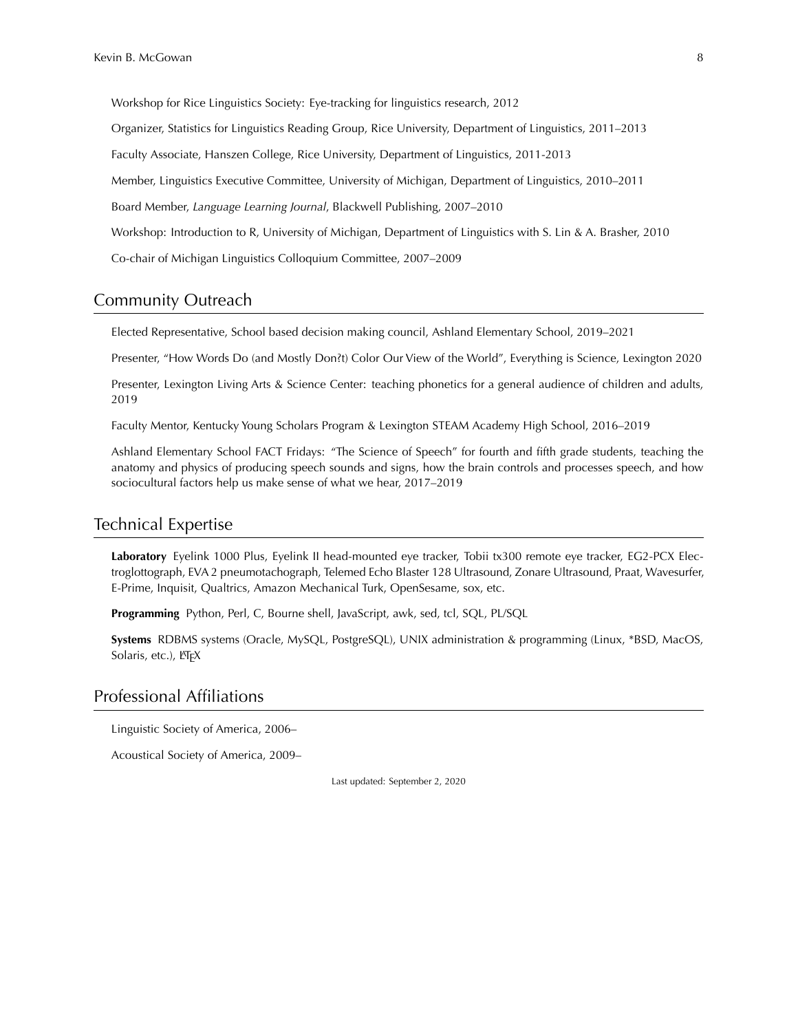Workshop for Rice Linguistics Society: Eye-tracking for linguistics research, 2012

Organizer, Statistics for Linguistics Reading Group, Rice University, Department of Linguistics, 2011–2013

Faculty Associate, Hanszen College, Rice University, Department of Linguistics, 2011-2013

Member, Linguistics Executive Committee, University of Michigan, Department of Linguistics, 2010–2011

Board Member, *Language Learning Journal*, Blackwell Publishing, 2007–2010

Workshop: Introduction to R, University of Michigan, Department of Linguistics with S. Lin & A. Brasher, 2010

Co-chair of Michigan Linguistics Colloquium Committee, 2007–2009

## Community Outreach

Elected Representative, School based decision making council, Ashland Elementary School, 2019–2021

Presenter, "How Words Do (and Mostly Don?t) Color Our View of the World", Everything is Science, Lexington 2020

Presenter, Lexington Living Arts & Science Center: teaching phonetics for a general audience of children and adults, 2019

Faculty Mentor, Kentucky Young Scholars Program & Lexington STEAM Academy High School, 2016–2019

Ashland Elementary School FACT Fridays: "The Science of Speech" for fourth and fifth grade students, teaching the anatomy and physics of producing speech sounds and signs, how the brain controls and processes speech, and how sociocultural factors help us make sense of what we hear, 2017–2019

## Technical Expertise

**Laboratory** Eyelink 1000 Plus, Eyelink II head-mounted eye tracker, Tobii tx300 remote eye tracker, EG2-PCX Electroglottograph, EVA 2 pneumotachograph, Telemed Echo Blaster 128 Ultrasound, Zonare Ultrasound, Praat, Wavesurfer, E-Prime, Inquisit, Qualtrics, Amazon Mechanical Turk, OpenSesame, sox, etc.

**Programming** Python, Perl, C, Bourne shell, JavaScript, awk, sed, tcl, SQL, PL/SQL

**Systems** RDBMS systems (Oracle, MySQL, PostgreSQL), UNIX administration & programming (Linux, *BSD, MacOS, Solaris, etc.), LaTeX

## Professional Affiliations

Linguistic Society of America, 2006–

Acoustical Society of America, 2009–

Last updated: September 2, 2020